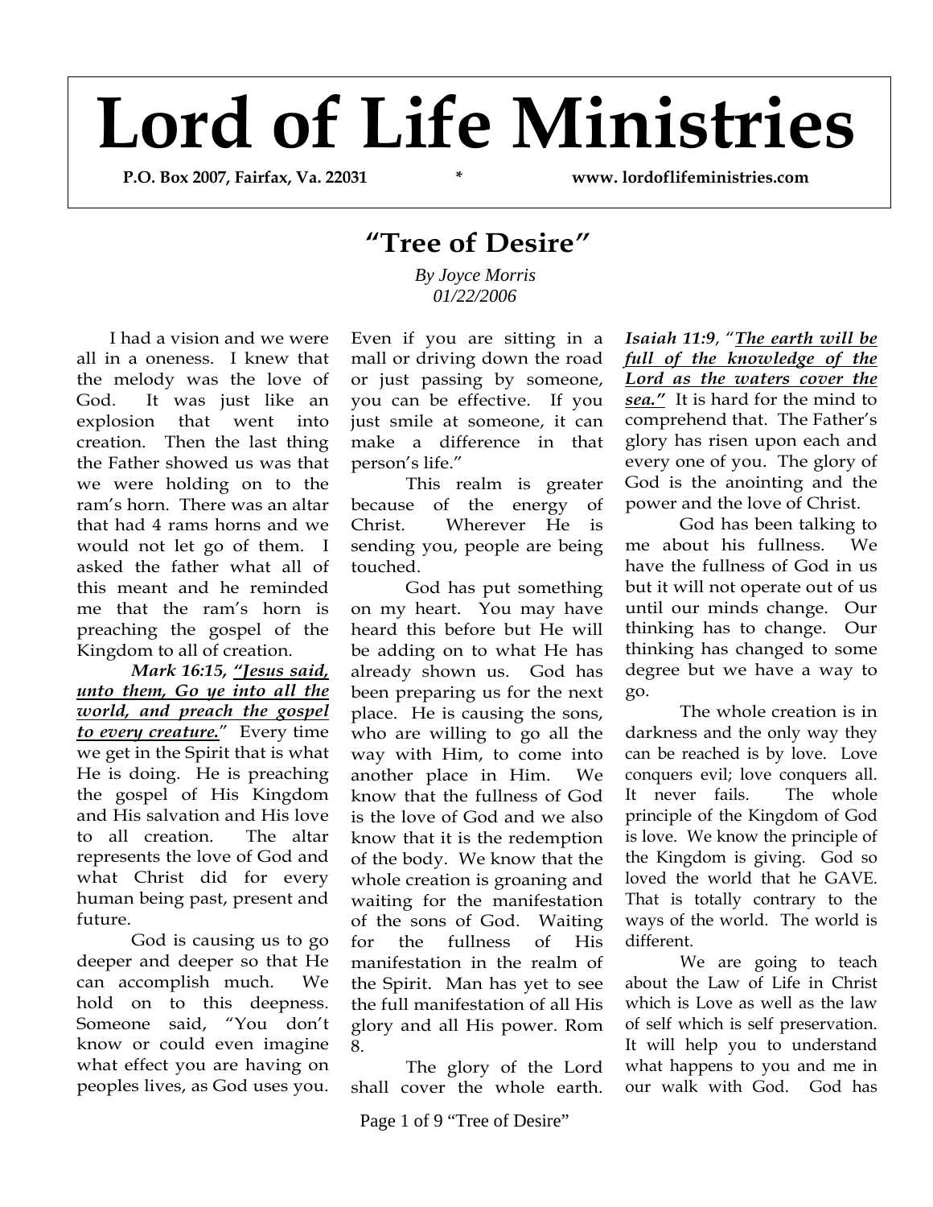# Lord of Life Ministries

**P.O. Box 2007, Fairfax, Va. 22031 * www. lordoflifeministries.com**

## "Tree of Desire"

*By Joyce Morris*
*01/22/2006*

I had a vision and we were all in a oneness. I knew that the melody was the love of God. It was just like an explosion that went into creation. Then the last thing the Father showed us was that we were holding on to the ram's horn. There was an altar that had 4 rams horns and we would not let go of them. I asked the father what all of this meant and he reminded me that the ram's horn is preaching the gospel of the Kingdom to all of creation.

***Mark 16:15, <u>"Jesus said, unto them, Go ye into all the world, and preach the gospel to every creature.</u>"*** Every time we get in the Spirit that is what He is doing. He is preaching the gospel of His Kingdom and His salvation and His love to all creation. The altar represents the love of God and what Christ did for every human being past, present and future.

God is causing us to go deeper and deeper so that He can accomplish much. We hold on to this deepness. Someone said, "You don't know or could even imagine what effect you are having on peoples lives, as God uses you. Even if you are sitting in a mall or driving down the road or just passing by someone, you can be effective. If you just smile at someone, it can make a difference in that person's life."

This realm is greater because of the energy of Christ. Wherever He is sending you, people are being touched.

God has put something on my heart. You may have heard this before but He will be adding on to what He has already shown us. God has been preparing us for the next place. He is causing the sons, who are willing to go all the way with Him, to come into another place in Him. We know that the fullness of God is the love of God and we also know that it is the redemption of the body. We know that the whole creation is groaning and waiting for the manifestation of the sons of God. Waiting for the fullness of His manifestation in the realm of the Spirit. Man has yet to see the full manifestation of all His glory and all His power. Rom 8.

The glory of the Lord shall cover the whole earth. ***Isaiah 11:9***, "***<u>The earth will be full of the knowledge of the Lord as the waters cover the sea."</u>*** It is hard for the mind to comprehend that. The Father's glory has risen upon each and every one of you. The glory of God is the anointing and the power and the love of Christ.

God has been talking to me about his fullness. We have the fullness of God in us but it will not operate out of us until our minds change. Our thinking has to change. Our thinking has changed to some degree but we have a way to go.

The whole creation is in darkness and the only way they can be reached is by love. Love conquers evil; love conquers all. It never fails. The whole principle of the Kingdom of God is love. We know the principle of the Kingdom is giving. God so loved the world that he GAVE. That is totally contrary to the ways of the world. The world is different.

We are going to teach about the Law of Life in Christ which is Love as well as the law of self which is self preservation. It will help you to understand what happens to you and me in our walk with God. God has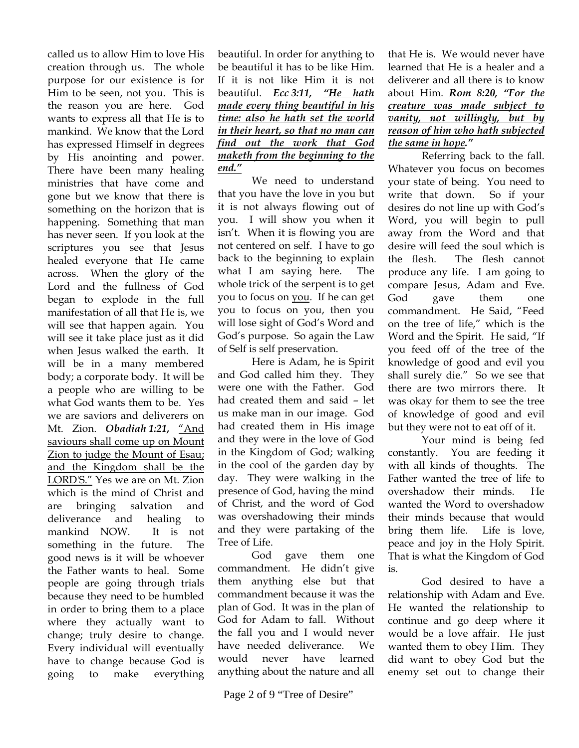called us to allow Him to love His creation through us. The whole purpose for our existence is for Him to be seen, not you. This is the reason you are here. God wants to express all that He is to mankind. We know that the Lord has expressed Himself in degrees by His anointing and power. There have been many healing ministries that have come and gone but we know that there is something on the horizon that is happening. Something that man has never seen. If you look at the scriptures you see that Jesus healed everyone that He came across. When the glory of the Lord and the fullness of God began to explode in the full manifestation of all that He is, we will see that happen again. You will see it take place just as it did when Jesus walked the earth. It will be in a many membered body; a corporate body. It will be a people who are willing to be what God wants them to be. Yes we are saviors and deliverers on Mt. Zion. ***Obadiah 1:21,*** <u>"And saviours shall come up on Mount Zion to judge the Mount of Esau; and the Kingdom shall be the LORD'S."</u> Yes we are on Mt. Zion which is the mind of Christ and are bringing salvation and deliverance and healing to mankind NOW. It is not something in the future. The good news is it will be whoever the Father wants to heal. Some people are going through trials because they need to be humbled in order to bring them to a place where they actually want to change; truly desire to change. Every individual will eventually have to change because God is going to make everything beautiful. In order for anything to be beautiful it has to be like Him. If it is not like Him it is not beautiful. ***Ecc 3:11, <u>"He hath made every thing beautiful in his time: also he hath set the world in their heart, so that no man can find out the work that God maketh from the beginning to the end."</u>***

We need to understand that you have the love in you but it is not always flowing out of you. I will show you when it isn't. When it is flowing you are not centered on self. I have to go back to the beginning to explain what I am saying here. The whole trick of the serpent is to get you to focus on <u>you</u>. If he can get you to focus on you, then you will lose sight of God's Word and God's purpose. So again the Law of Self is self preservation.

Here is Adam, he is Spirit and God called him they. They were one with the Father. God had created them and said – let us make man in our image. God had created them in His image and they were in the love of God in the Kingdom of God; walking in the cool of the garden day by day. They were walking in the presence of God, having the mind of Christ, and the word of God was overshadowing their minds and they were partaking of the Tree of Life.

God gave them one commandment. He didn't give them anything else but that commandment because it was the plan of God. It was in the plan of God for Adam to fall. Without the fall you and I would never have needed deliverance. We would never have learned anything about the nature and all that He is. We would never have learned that He is a healer and a deliverer and all there is to know about Him. ***Rom 8:20, <u>"For the creature was made subject to vanity, not willingly, but by reason of him who hath subjected the same in hope."</u>***

Referring back to the fall. Whatever you focus on becomes your state of being. You need to write that down. So if your desires do not line up with God's Word, you will begin to pull away from the Word and that desire will feed the soul which is the flesh. The flesh cannot produce any life. I am going to compare Jesus, Adam and Eve. God gave them one commandment. He Said, "Feed on the tree of life," which is the Word and the Spirit. He said, "If you feed off of the tree of the knowledge of good and evil you shall surely die." So we see that there are two mirrors there. It was okay for them to see the tree of knowledge of good and evil but they were not to eat off of it.

Your mind is being fed constantly. You are feeding it with all kinds of thoughts. The Father wanted the tree of life to overshadow their minds. He wanted the Word to overshadow their minds because that would bring them life. Life is love, peace and joy in the Holy Spirit. That is what the Kingdom of God is.

God desired to have a relationship with Adam and Eve. He wanted the relationship to continue and go deep where it would be a love affair. He just wanted them to obey Him. They did want to obey God but the enemy set out to change their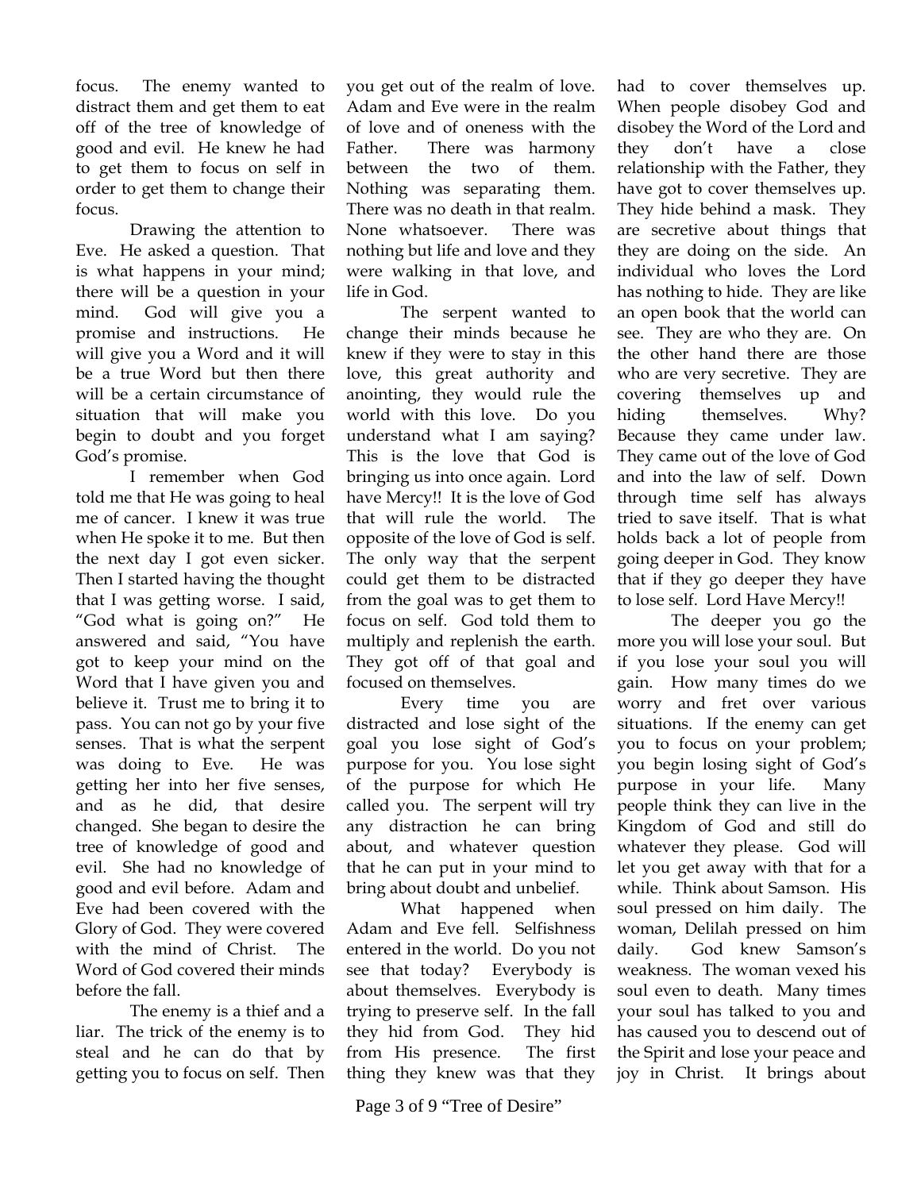focus. The enemy wanted to distract them and get them to eat off of the tree of knowledge of good and evil. He knew he had to get them to focus on self in order to get them to change their focus.

Drawing the attention to Eve. He asked a question. That is what happens in your mind; there will be a question in your mind. God will give you a promise and instructions. He will give you a Word and it will be a true Word but then there will be a certain circumstance of situation that will make you begin to doubt and you forget God's promise.

I remember when God told me that He was going to heal me of cancer. I knew it was true when He spoke it to me. But then the next day I got even sicker. Then I started having the thought that I was getting worse. I said, "God what is going on?" He answered and said, "You have got to keep your mind on the Word that I have given you and believe it. Trust me to bring it to pass. You can not go by your five senses. That is what the serpent was doing to Eve. He was getting her into her five senses, and as he did, that desire changed. She began to desire the tree of knowledge of good and evil. She had no knowledge of good and evil before. Adam and Eve had been covered with the Glory of God. They were covered with the mind of Christ. The Word of God covered their minds before the fall.

The enemy is a thief and a liar. The trick of the enemy is to steal and he can do that by getting you to focus on self. Then you get out of the realm of love. Adam and Eve were in the realm of love and of oneness with the Father. There was harmony between the two of them. Nothing was separating them. There was no death in that realm. None whatsoever. There was nothing but life and love and they were walking in that love, and life in God.

The serpent wanted to change their minds because he knew if they were to stay in this love, this great authority and anointing, they would rule the world with this love. Do you understand what I am saying? This is the love that God is bringing us into once again. Lord have Mercy!! It is the love of God that will rule the world. The opposite of the love of God is self. The only way that the serpent could get them to be distracted from the goal was to get them to focus on self. God told them to multiply and replenish the earth. They got off of that goal and focused on themselves.

Every time you are distracted and lose sight of the goal you lose sight of God's purpose for you. You lose sight of the purpose for which He called you. The serpent will try any distraction he can bring about, and whatever question that he can put in your mind to bring about doubt and unbelief.

What happened when Adam and Eve fell. Selfishness entered in the world. Do you not see that today? Everybody is about themselves. Everybody is trying to preserve self. In the fall they hid from God. They hid from His presence. The first thing they knew was that they had to cover themselves up. When people disobey God and disobey the Word of the Lord and they don't have a close relationship with the Father, they have got to cover themselves up. They hide behind a mask. They are secretive about things that they are doing on the side. An individual who loves the Lord has nothing to hide. They are like an open book that the world can see. They are who they are. On the other hand there are those who are very secretive. They are covering themselves up and hiding themselves. Why? Because they came under law. They came out of the love of God and into the law of self. Down through time self has always tried to save itself. That is what holds back a lot of people from going deeper in God. They know that if they go deeper they have to lose self. Lord Have Mercy!!

The deeper you go the more you will lose your soul. But if you lose your soul you will gain. How many times do we worry and fret over various situations. If the enemy can get you to focus on your problem; you begin losing sight of God's purpose in your life. Many people think they can live in the Kingdom of God and still do whatever they please. God will let you get away with that for a while. Think about Samson. His soul pressed on him daily. The woman, Delilah pressed on him daily. God knew Samson's weakness. The woman vexed his soul even to death. Many times your soul has talked to you and has caused you to descend out of the Spirit and lose your peace and joy in Christ. It brings about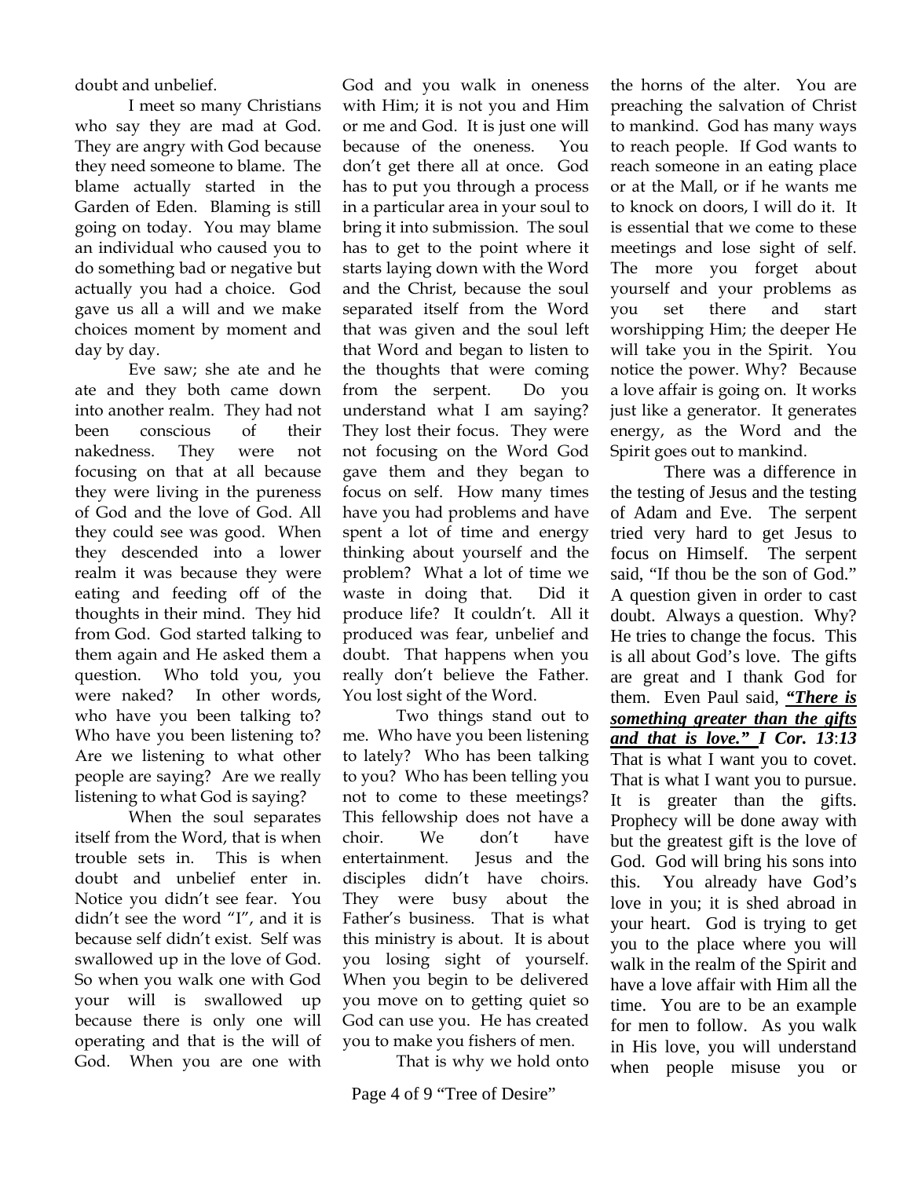doubt and unbelief.

I meet so many Christians who say they are mad at God. They are angry with God because they need someone to blame. The blame actually started in the Garden of Eden. Blaming is still going on today. You may blame an individual who caused you to do something bad or negative but actually you had a choice. God gave us all a will and we make choices moment by moment and day by day.

Eve saw; she ate and he ate and they both came down into another realm. They had not been conscious of their nakedness. They were not focusing on that at all because they were living in the pureness of God and the love of God. All they could see was good. When they descended into a lower realm it was because they were eating and feeding off of the thoughts in their mind. They hid from God. God started talking to them again and He asked them a question. Who told you, you were naked? In other words, who have you been talking to? Who have you been listening to? Are we listening to what other people are saying? Are we really listening to what God is saying?

When the soul separates itself from the Word, that is when trouble sets in. This is when doubt and unbelief enter in. Notice you didn't see fear. You didn't see the word "I", and it is because self didn't exist. Self was swallowed up in the love of God. So when you walk one with God your will is swallowed up because there is only one will operating and that is the will of God. When you are one with God and you walk in oneness with Him; it is not you and Him or me and God. It is just one will because of the oneness. You don't get there all at once. God has to put you through a process in a particular area in your soul to bring it into submission. The soul has to get to the point where it starts laying down with the Word and the Christ, because the soul separated itself from the Word that was given and the soul left that Word and began to listen to the thoughts that were coming from the serpent. Do you understand what I am saying? They lost their focus. They were not focusing on the Word God gave them and they began to focus on self. How many times have you had problems and have spent a lot of time and energy thinking about yourself and the problem? What a lot of time we waste in doing that. Did it produce life? It couldn't. All it produced was fear, unbelief and doubt. That happens when you really don't believe the Father. You lost sight of the Word.

Two things stand out to me. Who have you been listening to lately? Who has been talking to you? Who has been telling you not to come to these meetings? This fellowship does not have a choir. We don't have entertainment. Jesus and the disciples didn't have choirs. They were busy about the Father's business. That is what this ministry is about. It is about you losing sight of yourself. When you begin to be delivered you move on to getting quiet so God can use you. He has created you to make you fishers of men.

That is why we hold onto the horns of the alter. You are preaching the salvation of Christ to mankind. God has many ways to reach people. If God wants to reach someone in an eating place or at the Mall, or if he wants me to knock on doors, I will do it. It is essential that we come to these meetings and lose sight of self. The more you forget about yourself and your problems as you set there and start worshipping Him; the deeper He will take you in the Spirit. You notice the power. Why? Because a love affair is going on. It works just like a generator. It generates energy, as the Word and the Spirit goes out to mankind.

There was a difference in the testing of Jesus and the testing of Adam and Eve. The serpent tried very hard to get Jesus to focus on Himself. The serpent said, "If thou be the son of God." A question given in order to cast doubt. Always a question. Why? He tries to change the focus. This is all about God's love. The gifts are great and I thank God for them. Even Paul said, ***<u>"There is something greater than the gifts and that is love."</u> I Cor. 13:13*** That is what I want you to covet. That is what I want you to pursue. It is greater than the gifts. Prophecy will be done away with but the greatest gift is the love of God. God will bring his sons into this. You already have God's love in you; it is shed abroad in your heart. God is trying to get you to the place where you will walk in the realm of the Spirit and have a love affair with Him all the time. You are to be an example for men to follow. As you walk in His love, you will understand when people misuse you or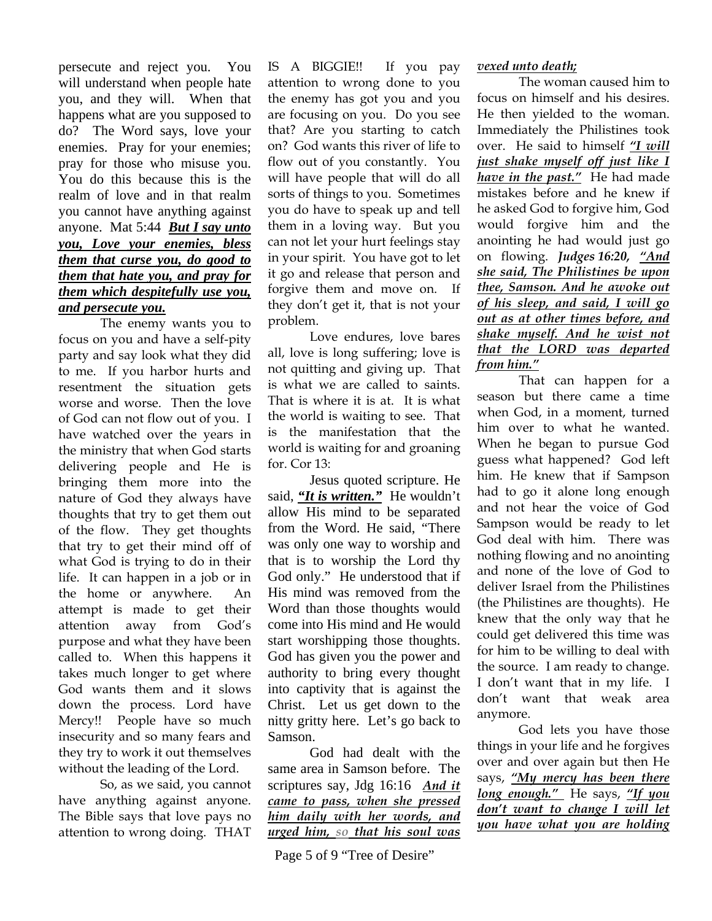persecute and reject you. You will understand when people hate you, and they will. When that happens what are you supposed to do? The Word says, love your enemies. Pray for your enemies; pray for those who misuse you. You do this because this is the realm of love and in that realm you cannot have anything against anyone. Mat 5:44 ***But I say unto you, Love your enemies, bless them that curse you, do good to them that hate you, and pray for them which despitefully use you, and persecute you.***

The enemy wants you to focus on you and have a self-pity party and say look what they did to me. If you harbor hurts and resentment the situation gets worse and worse. Then the love of God can not flow out of you. I have watched over the years in the ministry that when God starts delivering people and He is bringing them more into the nature of God they always have thoughts that try to get them out of the flow. They get thoughts that try to get their mind off of what God is trying to do in their life. It can happen in a job or in the home or anywhere. An attempt is made to get their attention away from God's purpose and what they have been called to. When this happens it takes much longer to get where God wants them and it slows down the process. Lord have Mercy!! People have so much insecurity and so many fears and they try to work it out themselves without the leading of the Lord.

So, as we said, you cannot have anything against anyone. The Bible says that love pays no attention to wrong doing. THAT IS A BIGGIE!! If you pay attention to wrong done to you the enemy has got you and you are focusing on you. Do you see that? Are you starting to catch on? God wants this river of life to flow out of you constantly. You will have people that will do all sorts of things to you. Sometimes you do have to speak up and tell them in a loving way. But you can not let your hurt feelings stay in your spirit. You have got to let it go and release that person and forgive them and move on. If they don't get it, that is not your problem.

Love endures, love bares all, love is long suffering; love is not quitting and giving up. That is what we are called to saints. That is where it is at. It is what the world is waiting to see. That is the manifestation that the world is waiting for and groaning for. Cor 13:

Jesus quoted scripture. He said, ***"It is written."*** He wouldn't allow His mind to be separated from the Word. He said, "There was only one way to worship and that is to worship the Lord thy God only." He understood that if His mind was removed from the Word than those thoughts would come into His mind and He would start worshipping those thoughts. God has given you the power and authority to bring every thought into captivity that is against the Christ. Let us get down to the nitty gritty here. Let's go back to Samson.

God had dealt with the same area in Samson before. The scriptures say, Jdg 16:16 ***And it came to pass, when she pressed him daily with her words, and urged him, so that his soul was vexed unto death;***

The woman caused him to focus on himself and his desires. He then yielded to the woman. Immediately the Philistines took over. He said to himself ***"I will just shake myself off just like I have in the past."*** He had made mistakes before and he knew if he asked God to forgive him, God would forgive him and the anointing he had would just go on flowing. ***Judges 16:20, "And she said, The Philistines be upon thee, Samson. And he awoke out of his sleep, and said, I will go out as at other times before, and shake myself. And he wist not that the LORD was departed from him."***

That can happen for a season but there came a time when God, in a moment, turned him over to what he wanted. When he began to pursue God guess what happened? God left him. He knew that if Sampson had to go it alone long enough and not hear the voice of God Sampson would be ready to let God deal with him. There was nothing flowing and no anointing and none of the love of God to deliver Israel from the Philistines (the Philistines are thoughts). He knew that the only way that he could get delivered this time was for him to be willing to deal with the source. I am ready to change. I don't want that in my life. I don't want that weak area anymore.

God lets you have those things in your life and he forgives over and over again but then He says, ***"My mercy has been there long enough."*** He says, ***"If you don't want to change I will let you have what you are holding***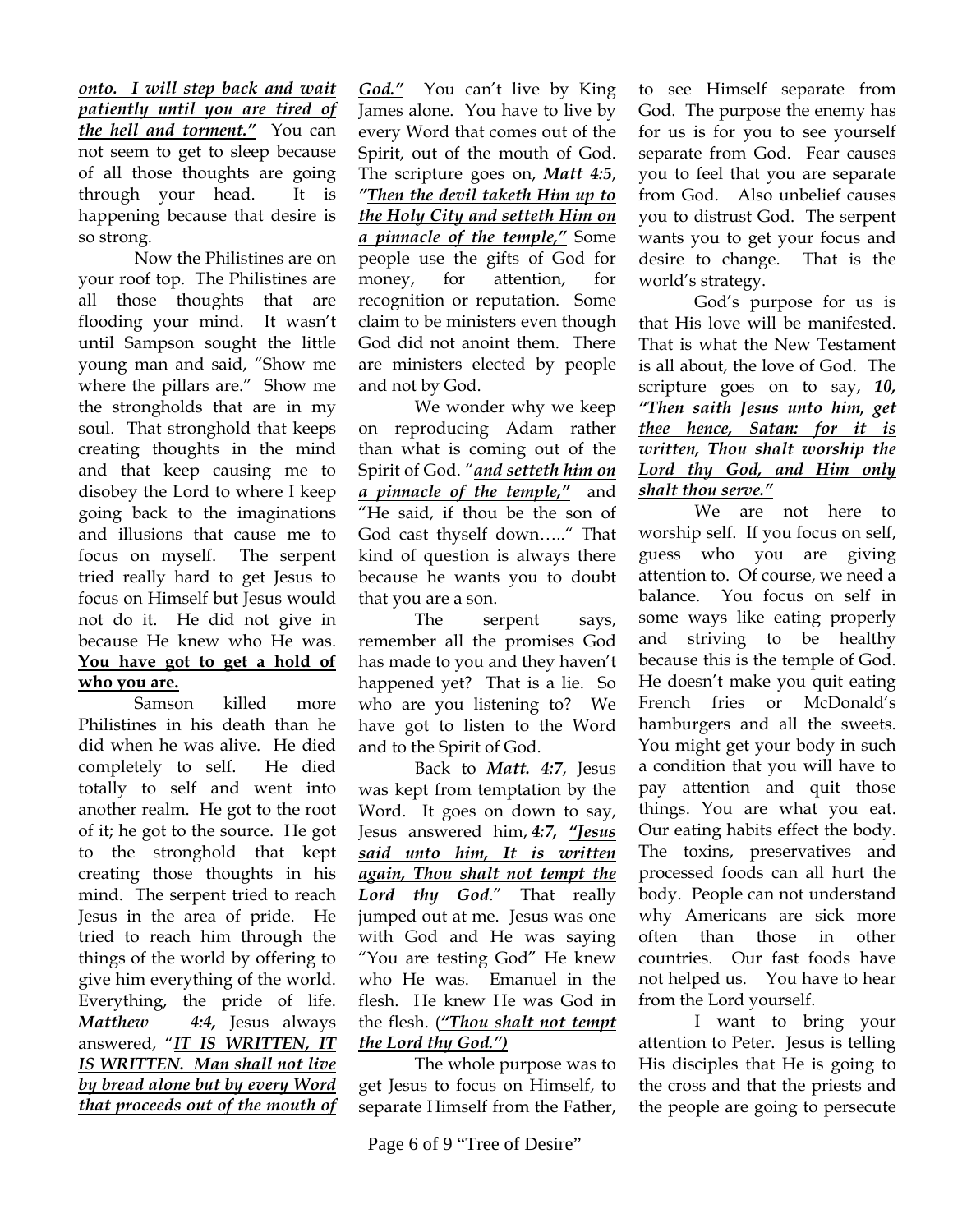***onto. I will step back and wait patiently until you are tired of the hell and torment."*** You can not seem to get to sleep because of all those thoughts are going through your head. It is happening because that desire is so strong.

Now the Philistines are on your roof top. The Philistines are all those thoughts that are flooding your mind. It wasn't until Sampson sought the little young man and said, "Show me where the pillars are." Show me the strongholds that are in my soul. That stronghold that keeps creating thoughts in the mind and that keep causing me to disobey the Lord to where I keep going back to the imaginations and illusions that cause me to focus on myself. The serpent tried really hard to get Jesus to focus on Himself but Jesus would not do it. He did not give in because He knew who He was. **You have got to get a hold of who you are.**

Samson killed more Philistines in his death than he did when he was alive. He died completely to self. He died totally to self and went into another realm. He got to the root of it; he got to the source. He got to the stronghold that kept creating those thoughts in his mind. The serpent tried to reach Jesus in the area of pride. He tried to reach him through the things of the world by offering to give him everything of the world. Everything, the pride of life. ***Matthew 4:4,*** Jesus always answered, "***IT IS WRITTEN, IT IS WRITTEN. Man shall not live by bread alone but by every Word that proceeds out of the mouth of God."*** You can't live by King James alone. You have to live by every Word that comes out of the Spirit, out of the mouth of God. The scripture goes on, ***Matt 4:5***, ***"Then the devil taketh Him up to the Holy City and setteth Him on a pinnacle of the temple,"*** Some people use the gifts of God for money, for attention, for recognition or reputation. Some claim to be ministers even though God did not anoint them. There are ministers elected by people and not by God.

We wonder why we keep on reproducing Adam rather than what is coming out of the Spirit of God. "***and setteth him on a pinnacle of the temple,"*** and "He said, if thou be the son of God cast thyself down….." That kind of question is always there because he wants you to doubt that you are a son.

The serpent says, remember all the promises God has made to you and they haven't happened yet? That is a lie. So who are you listening to? We have got to listen to the Word and to the Spirit of God.

Back to ***Matt. 4:7***, Jesus was kept from temptation by the Word. It goes on down to say, Jesus answered him, ***4:7, "Jesus said unto him, It is written again, Thou shalt not tempt the Lord thy God***." That really jumped out at me. Jesus was one with God and He was saying "You are testing God" He knew who He was. Emanuel in the flesh. He knew He was God in the flesh. (***"Thou shalt not tempt the Lord thy God.")***

The whole purpose was to get Jesus to focus on Himself, to separate Himself from the Father, to see Himself separate from God. The purpose the enemy has for us is for you to see yourself separate from God. Fear causes you to feel that you are separate from God. Also unbelief causes you to distrust God. The serpent wants you to get your focus and desire to change. That is the world's strategy.

God's purpose for us is that His love will be manifested. That is what the New Testament is all about, the love of God. The scripture goes on to say, ***10, "Then saith Jesus unto him, get thee hence, Satan: for it is written, Thou shalt worship the Lord thy God, and Him only shalt thou serve."***

We are not here to worship self. If you focus on self, guess who you are giving attention to. Of course, we need a balance. You focus on self in some ways like eating properly and striving to be healthy because this is the temple of God. He doesn't make you quit eating French fries or McDonald's hamburgers and all the sweets. You might get your body in such a condition that you will have to pay attention and quit those things. You are what you eat. Our eating habits effect the body. The toxins, preservatives and processed foods can all hurt the body. People can not understand why Americans are sick more often than those in other countries. Our fast foods have not helped us. You have to hear from the Lord yourself.

I want to bring your attention to Peter. Jesus is telling His disciples that He is going to the cross and that the priests and the people are going to persecute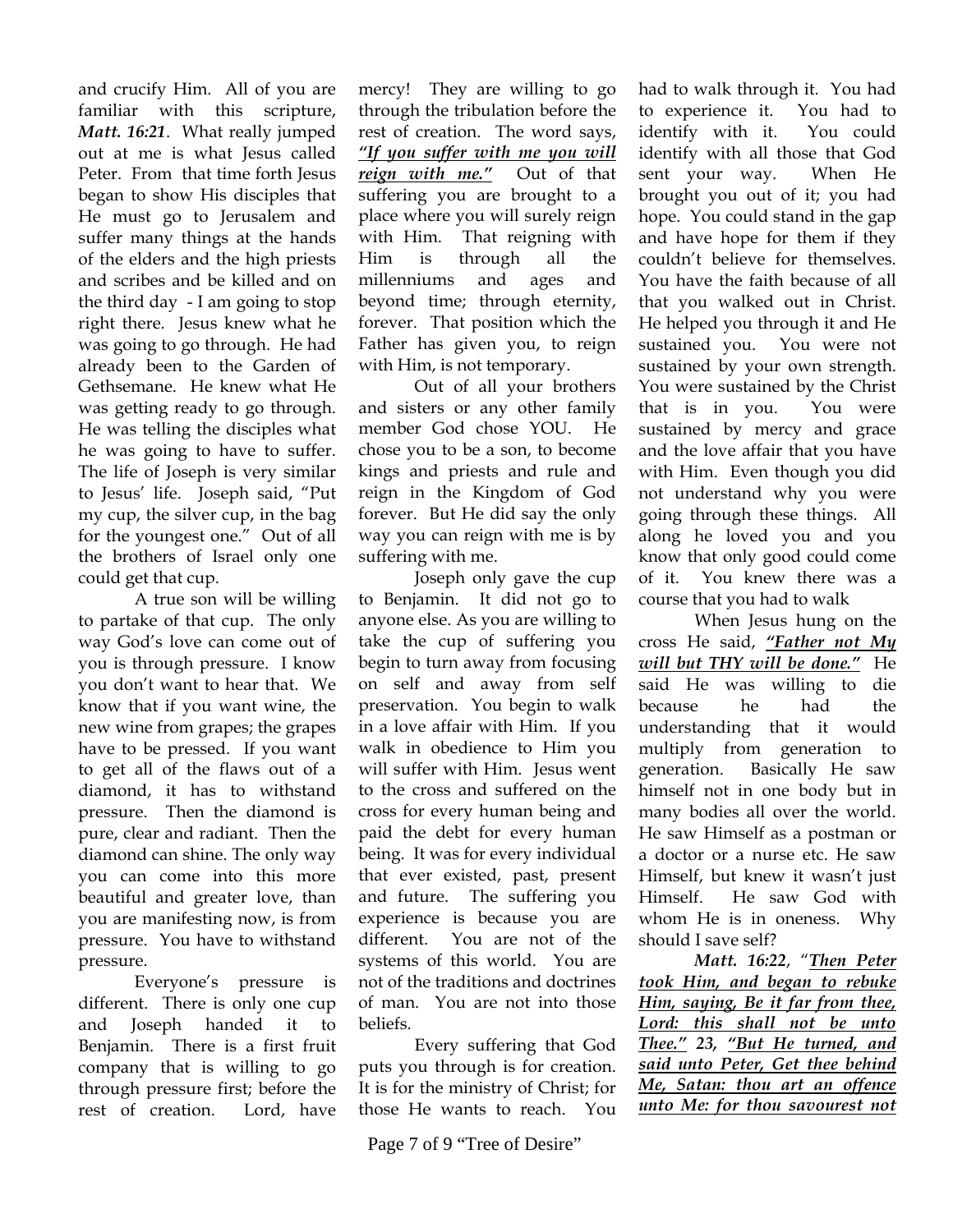and crucify Him. All of you are familiar with this scripture, ***Matt. 16:21***. What really jumped out at me is what Jesus called Peter. From that time forth Jesus began to show His disciples that He must go to Jerusalem and suffer many things at the hands of the elders and the high priests and scribes and be killed and on the third day - I am going to stop right there. Jesus knew what he was going to go through. He had already been to the Garden of Gethsemane. He knew what He was getting ready to go through. He was telling the disciples what he was going to have to suffer. The life of Joseph is very similar to Jesus' life. Joseph said, "Put my cup, the silver cup, in the bag for the youngest one." Out of all the brothers of Israel only one could get that cup.

A true son will be willing to partake of that cup. The only way God's love can come out of you is through pressure. I know you don't want to hear that. We know that if you want wine, the new wine from grapes; the grapes have to be pressed. If you want to get all of the flaws out of a diamond, it has to withstand pressure. Then the diamond is pure, clear and radiant. Then the diamond can shine. The only way you can come into this more beautiful and greater love, than you are manifesting now, is from pressure. You have to withstand pressure.

Everyone's pressure is different. There is only one cup and Joseph handed it to Benjamin. There is a first fruit company that is willing to go through pressure first; before the rest of creation. Lord, have mercy! They are willing to go through the tribulation before the rest of creation. The word says, ***"If you suffer with me you will reign with me."*** Out of that suffering you are brought to a place where you will surely reign with Him. That reigning with Him is through all the millenniums and ages and beyond time; through eternity, forever. That position which the Father has given you, to reign with Him, is not temporary.

Out of all your brothers and sisters or any other family member God chose YOU. He chose you to be a son, to become kings and priests and rule and reign in the Kingdom of God forever. But He did say the only way you can reign with me is by suffering with me.

Joseph only gave the cup to Benjamin. It did not go to anyone else. As you are willing to take the cup of suffering you begin to turn away from focusing on self and away from self preservation. You begin to walk in a love affair with Him. If you walk in obedience to Him you will suffer with Him. Jesus went to the cross and suffered on the cross for every human being and paid the debt for every human being. It was for every individual that ever existed, past, present and future. The suffering you experience is because you are different. You are not of the systems of this world. You are not of the traditions and doctrines of man. You are not into those beliefs.

Every suffering that God puts you through is for creation. It is for the ministry of Christ; for those He wants to reach. You had to walk through it. You had to experience it. You had to identify with it. You could identify with all those that God sent your way. When He brought you out of it; you had hope. You could stand in the gap and have hope for them if they couldn't believe for themselves. You have the faith because of all that you walked out in Christ. He helped you through it and He sustained you. You were not sustained by your own strength. You were sustained by the Christ that is in you. You were sustained by mercy and grace and the love affair that you have with Him. Even though you did not understand why you were going through these things. All along he loved you and you know that only good could come of it. You knew there was a course that you had to walk

When Jesus hung on the cross He said, ***"Father not My will but THY will be done."*** He said He was willing to die because he had the understanding that it would multiply from generation to generation. Basically He saw himself not in one body but in many bodies all over the world. He saw Himself as a postman or a doctor or a nurse etc. He saw Himself, but knew it wasn't just Himself. He saw God with whom He is in oneness. Why should I save self?

***Matt. 16:22***, "***Then Peter took Him, and began to rebuke Him, saying, Be it far from thee, Lord: this shall not be unto Thee." 23, "But He turned, and said unto Peter, Get thee behind Me, Satan: thou art an offence unto Me: for thou savourest not***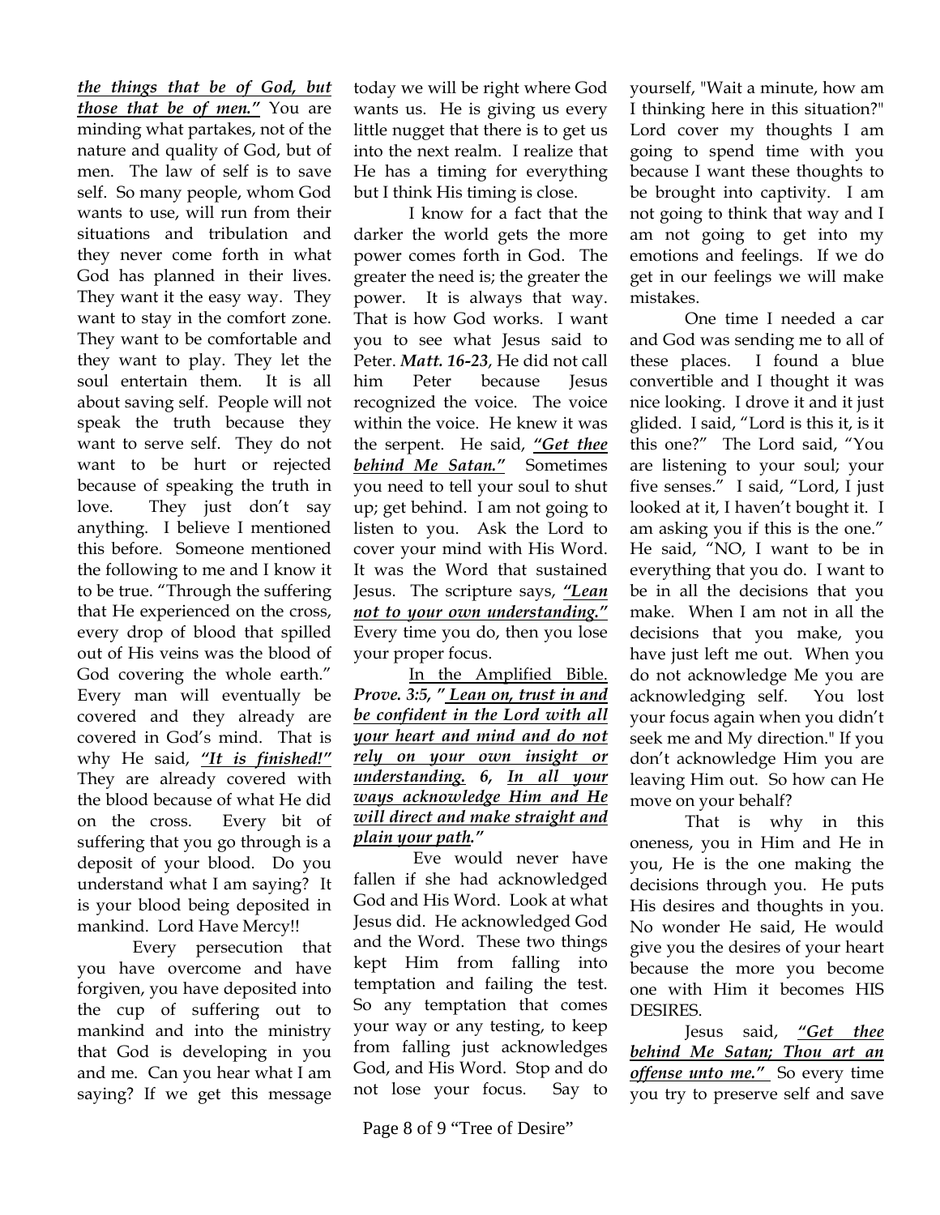***<u>the things that be of God, but those that be of men."</u>*** You are minding what partakes, not of the nature and quality of God, but of men. The law of self is to save self. So many people, whom God wants to use, will run from their situations and tribulation and they never come forth in what God has planned in their lives. They want it the easy way. They want to stay in the comfort zone. They want to be comfortable and they want to play. They let the soul entertain them. It is all about saving self. People will not speak the truth because they want to serve self. They do not want to be hurt or rejected because of speaking the truth in love. They just don't say anything. I believe I mentioned this before. Someone mentioned the following to me and I know it to be true. "Through the suffering that He experienced on the cross, every drop of blood that spilled out of His veins was the blood of God covering the whole earth." Every man will eventually be covered and they already are covered in God's mind. That is why He said, ***<u>"It is finished!"</u>*** They are already covered with the blood because of what He did on the cross. Every bit of suffering that you go through is a deposit of your blood. Do you understand what I am saying? It is your blood being deposited in mankind. Lord Have Mercy!!

Every persecution that you have overcome and have forgiven, you have deposited into the cup of suffering out to mankind and into the ministry that God is developing in you and me. Can you hear what I am saying? If we get this message today we will be right where God wants us. He is giving us every little nugget that there is to get us into the next realm. I realize that He has a timing for everything but I think His timing is close.

I know for a fact that the darker the world gets the more power comes forth in God. The greater the need is; the greater the power. It is always that way. That is how God works. I want you to see what Jesus said to Peter. ***Matt. 16-23***, He did not call him Peter because Jesus recognized the voice. The voice within the voice. He knew it was the serpent. He said, ***<u>"Get thee behind Me Satan."</u>*** Sometimes you need to tell your soul to shut up; get behind. I am not going to listen to you. Ask the Lord to cover your mind with His Word. It was the Word that sustained Jesus. The scripture says, ***<u>"Lean not to your own understanding."</u>*** Every time you do, then you lose your proper focus.

<u>In the Amplified Bible.</u> ***Prove. 3:5, "<u>Lean on, trust in and be confident in the Lord with all your heart and mind and do not rely on your own insight or understanding.</u> 6, <u>In all your ways acknowledge Him and He will direct and make straight and plain your path</u>."***

Eve would never have fallen if she had acknowledged God and His Word. Look at what Jesus did. He acknowledged God and the Word. These two things kept Him from falling into temptation and failing the test. So any temptation that comes your way or any testing, to keep from falling just acknowledges God, and His Word. Stop and do not lose your focus. Say to yourself, "Wait a minute, how am I thinking here in this situation?" Lord cover my thoughts I am going to spend time with you because I want these thoughts to be brought into captivity. I am not going to think that way and I am not going to get into my emotions and feelings. If we do get in our feelings we will make mistakes.

One time I needed a car and God was sending me to all of these places. I found a blue convertible and I thought it was nice looking. I drove it and it just glided. I said, "Lord is this it, is it this one?" The Lord said, "You are listening to your soul; your five senses." I said, "Lord, I just looked at it, I haven't bought it. I am asking you if this is the one." He said, "NO, I want to be in everything that you do. I want to be in all the decisions that you make. When I am not in all the decisions that you make, you have just left me out. When you do not acknowledge Me you are acknowledging self. You lost your focus again when you didn't seek me and My direction." If you don't acknowledge Him you are leaving Him out. So how can He move on your behalf?

That is why in this oneness, you in Him and He in you, He is the one making the decisions through you. He puts His desires and thoughts in you. No wonder He said, He would give you the desires of your heart because the more you become one with Him it becomes HIS DESIRES.

Jesus said, ***<u>"Get thee behind Me Satan; Thou art an offense unto me."</u>*** So every time you try to preserve self and save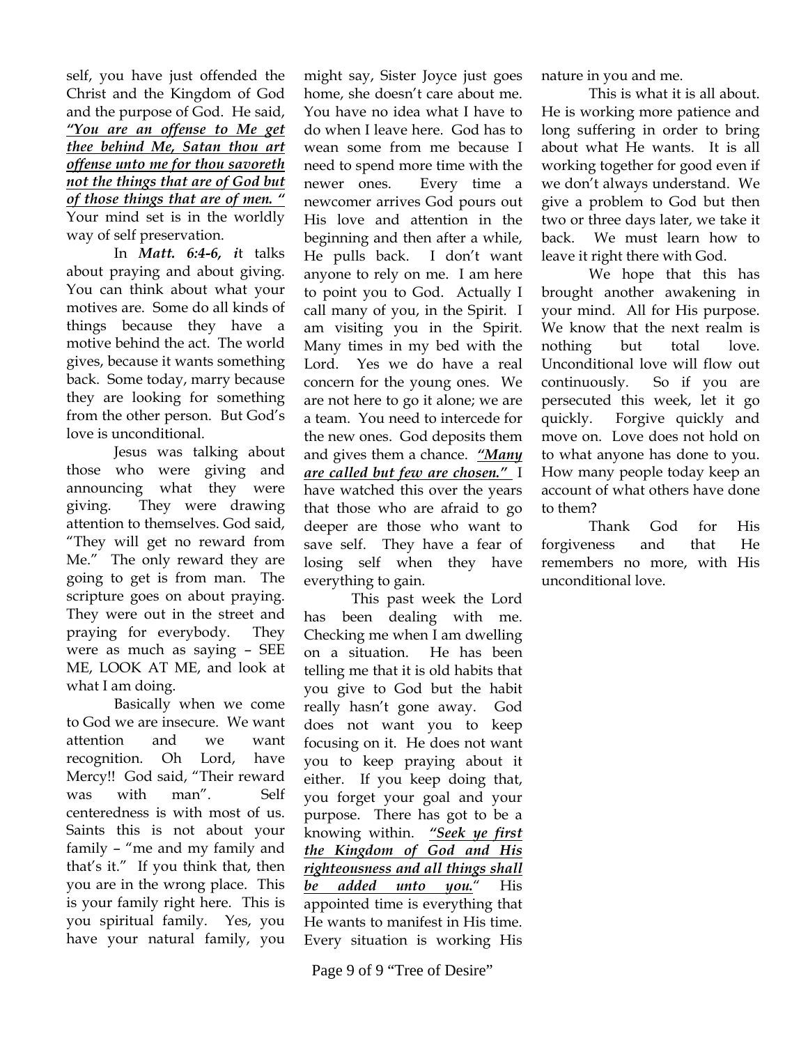self, you have just offended the Christ and the Kingdom of God and the purpose of God. He said, ***"You are an offense to Me get thee behind Me, Satan thou art offense unto me for thou savoreth not the things that are of God but of those things that are of men. "*** Your mind set is in the worldly way of self preservation.

In ***Matt. 6:4-6, i***t talks about praying and about giving. You can think about what your motives are. Some do all kinds of things because they have a motive behind the act. The world gives, because it wants something back. Some today, marry because they are looking for something from the other person. But God's love is unconditional.

Jesus was talking about those who were giving and announcing what they were giving. They were drawing attention to themselves. God said, "They will get no reward from Me." The only reward they are going to get is from man. The scripture goes on about praying. They were out in the street and praying for everybody. They were as much as saying – SEE ME, LOOK AT ME, and look at what I am doing.

Basically when we come to God we are insecure. We want attention and we want recognition. Oh Lord, have Mercy!! God said, "Their reward was with man". Self centeredness is with most of us. Saints this is not about your family – "me and my family and that's it." If you think that, then you are in the wrong place. This is your family right here. This is you spiritual family. Yes, you have your natural family, you might say, Sister Joyce just goes home, she doesn't care about me. You have no idea what I have to do when I leave here. God has to wean some from me because I need to spend more time with the newer ones. Every time a newcomer arrives God pours out His love and attention in the beginning and then after a while, He pulls back. I don't want anyone to rely on me. I am here to point you to God. Actually I call many of you, in the Spirit. I am visiting you in the Spirit. Many times in my bed with the Lord. Yes we do have a real concern for the young ones. We are not here to go it alone; we are a team. You need to intercede for the new ones. God deposits them and gives them a chance. ***"Many are called but few are chosen."*** I have watched this over the years that those who are afraid to go deeper are those who want to save self. They have a fear of losing self when they have everything to gain.

This past week the Lord has been dealing with me. Checking me when I am dwelling on a situation. He has been telling me that it is old habits that you give to God but the habit really hasn't gone away. God does not want you to keep focusing on it. He does not want you to keep praying about it either. If you keep doing that, you forget your goal and your purpose. There has got to be a knowing within. ***"Seek ye first the Kingdom of God and His righteousness and all things shall be added unto you."*** His appointed time is everything that He wants to manifest in His time. Every situation is working His nature in you and me.

This is what it is all about. He is working more patience and long suffering in order to bring about what He wants. It is all working together for good even if we don't always understand. We give a problem to God but then two or three days later, we take it back. We must learn how to leave it right there with God.

We hope that this has brought another awakening in your mind. All for His purpose. We know that the next realm is nothing but total love. Unconditional love will flow out continuously. So if you are persecuted this week, let it go quickly. Forgive quickly and move on. Love does not hold on to what anyone has done to you. How many people today keep an account of what others have done to them?

Thank God for His forgiveness and that He remembers no more, with His unconditional love.